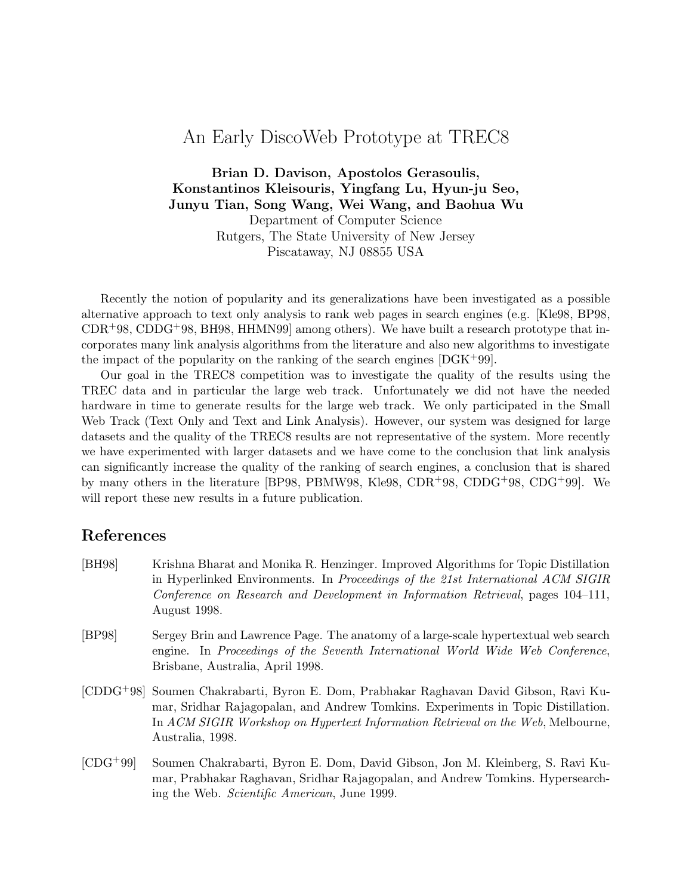# An Early DiscoWeb Prototype at TREC8

**Brian D. Davison, Apostolos Gerasoulis, Konstantinos Kleisouris, Yingfang Lu, Hyun-ju Seo, Junyu Tian, Song Wang, Wei Wang, and Baohua Wu**
Department of Computer Science
Rutgers, The State University of New Jersey
Piscataway, NJ 08855 USA

Recently the notion of popularity and its generalizations have been investigated as a possible alternative approach to text only analysis to rank web pages in search engines (e.g. [Kle98, BP98, CDR+98, CDDG+98, BH98, HHMN99] among others). We have built a research prototype that incorporates many link analysis algorithms from the literature and also new algorithms to investigate the impact of the popularity on the ranking of the search engines [DGK+99].

Our goal in the TREC8 competition was to investigate the quality of the results using the TREC data and in particular the large web track. Unfortunately we did not have the needed hardware in time to generate results for the large web track. We only participated in the Small Web Track (Text Only and Text and Link Analysis). However, our system was designed for large datasets and the quality of the TREC8 results are not representative of the system. More recently we have experimented with larger datasets and we have come to the conclusion that link analysis can significantly increase the quality of the ranking of search engines, a conclusion that is shared by many others in the literature [BP98, PBMW98, Kle98, CDR+98, CDDG+98, CDG+99]. We will report these new results in a future publication.

## References

[BH98] Krishna Bharat and Monika R. Henzinger. Improved Algorithms for Topic Distillation in Hyperlinked Environments. In *Proceedings of the 21st International ACM SIGIR Conference on Research and Development in Information Retrieval*, pages 104–111, August 1998.

[BP98] Sergey Brin and Lawrence Page. The anatomy of a large-scale hypertextual web search engine. In *Proceedings of the Seventh International World Wide Web Conference*, Brisbane, Australia, April 1998.

[CDDG+98] Soumen Chakrabarti, Byron E. Dom, Prabhakar Raghavan David Gibson, Ravi Kumar, Sridhar Rajagopalan, and Andrew Tomkins. Experiments in Topic Distillation. In *ACM SIGIR Workshop on Hypertext Information Retrieval on the Web*, Melbourne, Australia, 1998.

[CDG+99] Soumen Chakrabarti, Byron E. Dom, David Gibson, Jon M. Kleinberg, S. Ravi Kumar, Prabhakar Raghavan, Sridhar Rajagopalan, and Andrew Tomkins. Hypersearching the Web. *Scientific American*, June 1999.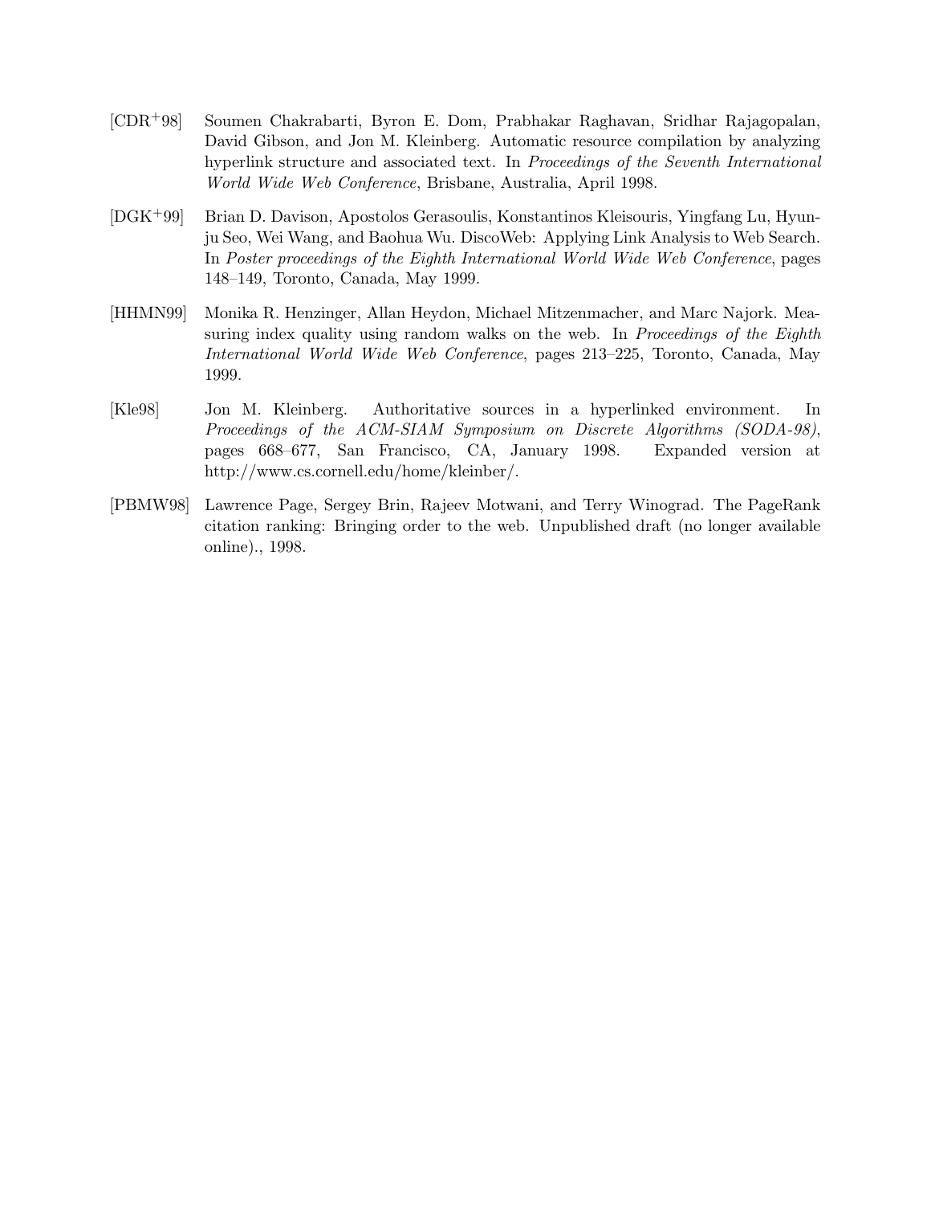[CDR+98] Soumen Chakrabarti, Byron E. Dom, Prabhakar Raghavan, Sridhar Rajagopalan, David Gibson, and Jon M. Kleinberg. Automatic resource compilation by analyzing hyperlink structure and associated text. In *Proceedings of the Seventh International World Wide Web Conference*, Brisbane, Australia, April 1998.

[DGK+99] Brian D. Davison, Apostolos Gerasoulis, Konstantinos Kleisouris, Yingfang Lu, Hyun-ju Seo, Wei Wang, and Baohua Wu. DiscoWeb: Applying Link Analysis to Web Search. In *Poster proceedings of the Eighth International World Wide Web Conference*, pages 148–149, Toronto, Canada, May 1999.

[HHMN99] Monika R. Henzinger, Allan Heydon, Michael Mitzenmacher, and Marc Najork. Measuring index quality using random walks on the web. In *Proceedings of the Eighth International World Wide Web Conference*, pages 213–225, Toronto, Canada, May 1999.

[Kle98] Jon M. Kleinberg. Authoritative sources in a hyperlinked environment. In *Proceedings of the ACM-SIAM Symposium on Discrete Algorithms (SODA-98)*, pages 668–677, San Francisco, CA, January 1998. Expanded version at http://www.cs.cornell.edu/home/kleinber/.

[PBMW98] Lawrence Page, Sergey Brin, Rajeev Motwani, and Terry Winograd. The PageRank citation ranking: Bringing order to the web. Unpublished draft (no longer available online)., 1998.